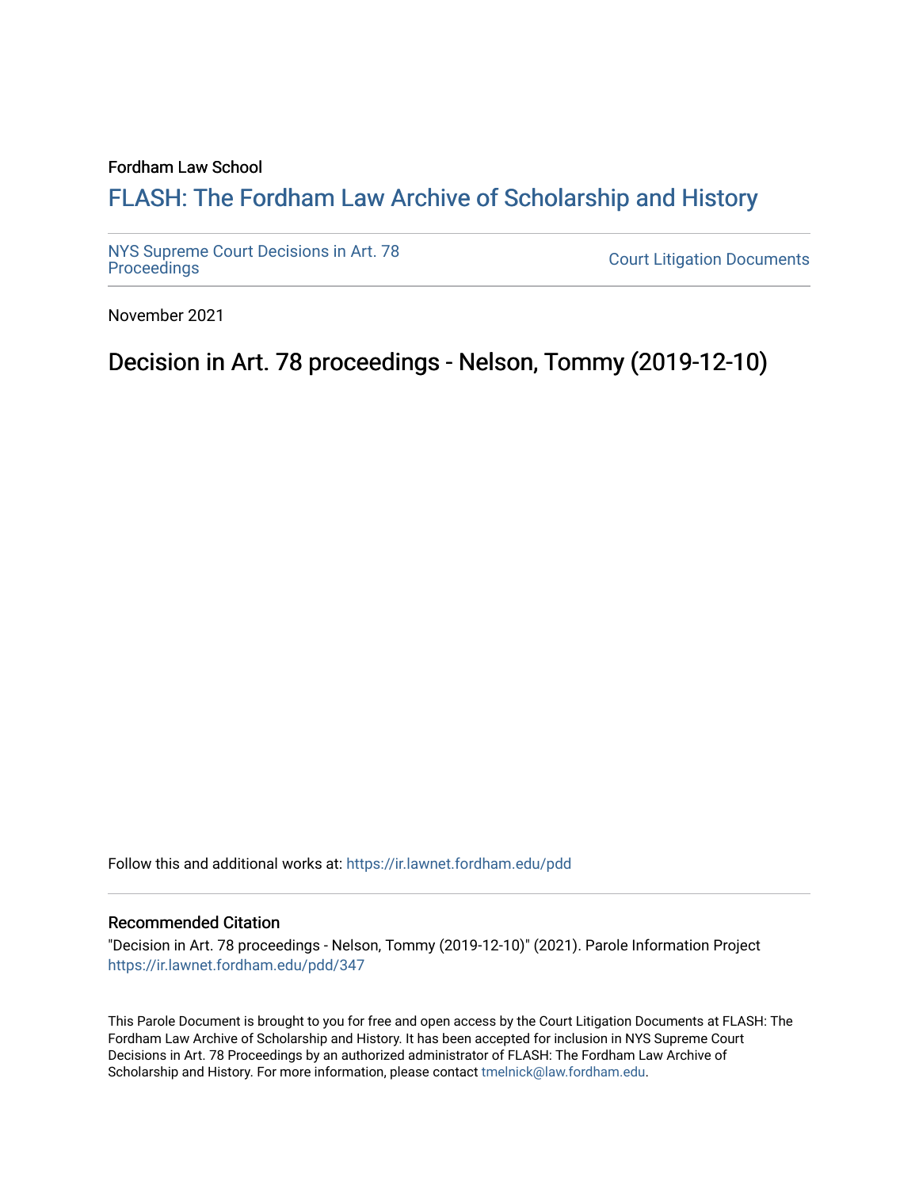Fordham Law School

# FLASH: The Fordham Law Archive of Scholarship and History

NYS Supreme Court Decisions in Art. 78 Proceedings

Court Litigation Documents

November 2021

## Decision in Art. 78 proceedings - Nelson, Tommy (2019-12-10)

Follow this and additional works at: https://ir.lawnet.fordham.edu/pdd

### Recommended Citation

"Decision in Art. 78 proceedings - Nelson, Tommy (2019-12-10)" (2021). Parole Information Project https://ir.lawnet.fordham.edu/pdd/347

This Parole Document is brought to you for free and open access by the Court Litigation Documents at FLASH: The Fordham Law Archive of Scholarship and History. It has been accepted for inclusion in NYS Supreme Court Decisions in Art. 78 Proceedings by an authorized administrator of FLASH: The Fordham Law Archive of Scholarship and History. For more information, please contact tmelnick@law.fordham.edu.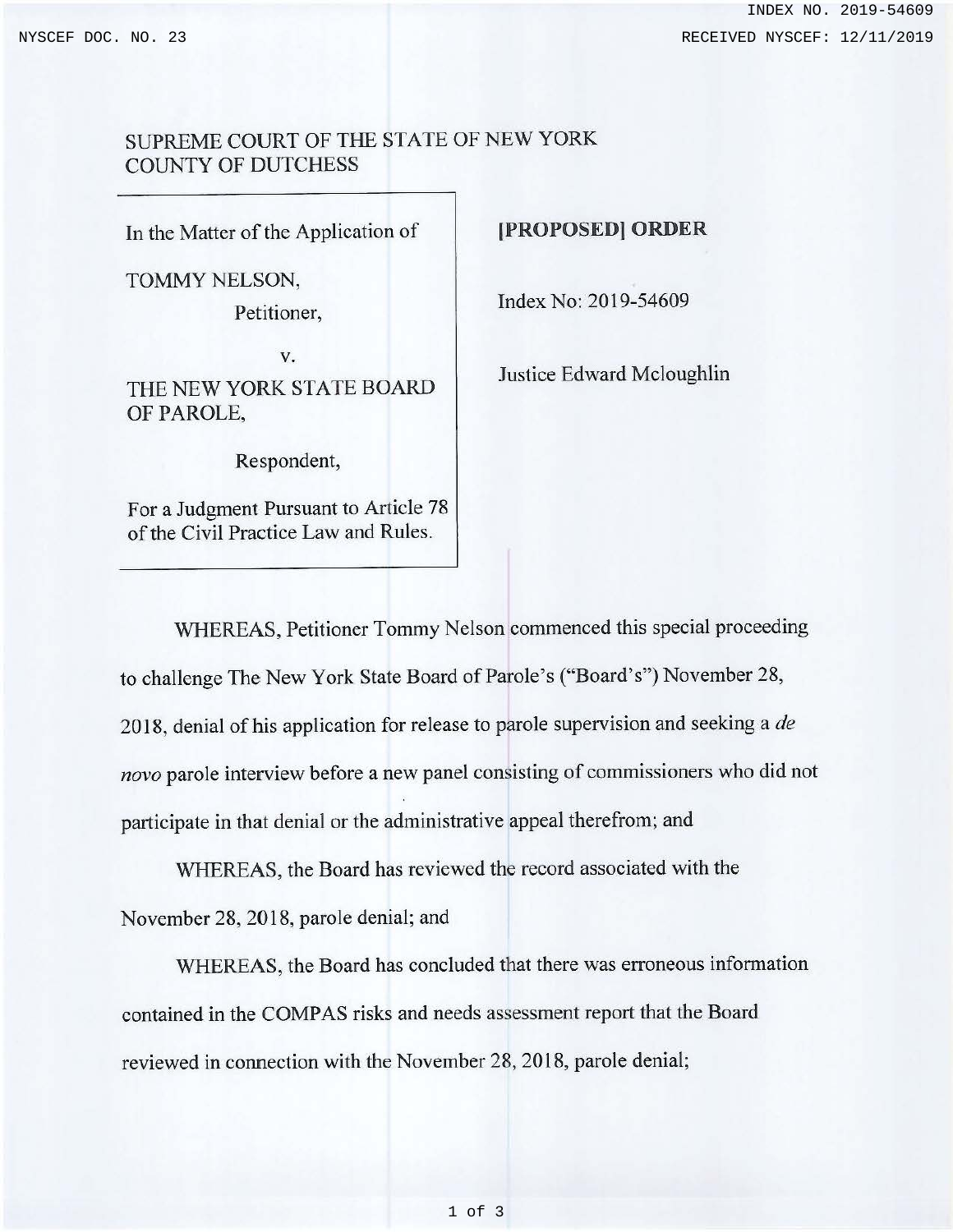SUPREME COURT OF THE STATE OF NEW YORK
COUNTY OF DUTCHESS

| | |
|---|---|
| In the Matter of the Application of<br><br>TOMMY NELSON,<br>Petitioner,<br><br>v.<br><br>THE NEW YORK STATE BOARD OF PAROLE,<br><br>Respondent,<br><br>For a Judgment Pursuant to Article 78 of the Civil Practice Law and Rules. | **[PROPOSED] ORDER**<br><br>Index No: 2019-54609<br><br>Justice Edward Mcloughlin |

WHEREAS, Petitioner Tommy Nelson commenced this special proceeding to challenge The New York State Board of Parole's ("Board's") November 28, 2018, denial of his application for release to parole supervision and seeking a *de novo* parole interview before a new panel consisting of commissioners who did not participate in that denial or the administrative appeal therefrom; and

WHEREAS, the Board has reviewed the record associated with the November 28, 2018, parole denial; and

WHEREAS, the Board has concluded that there was erroneous information contained in the COMPAS risks and needs assessment report that the Board reviewed in connection with the November 28, 2018, parole denial;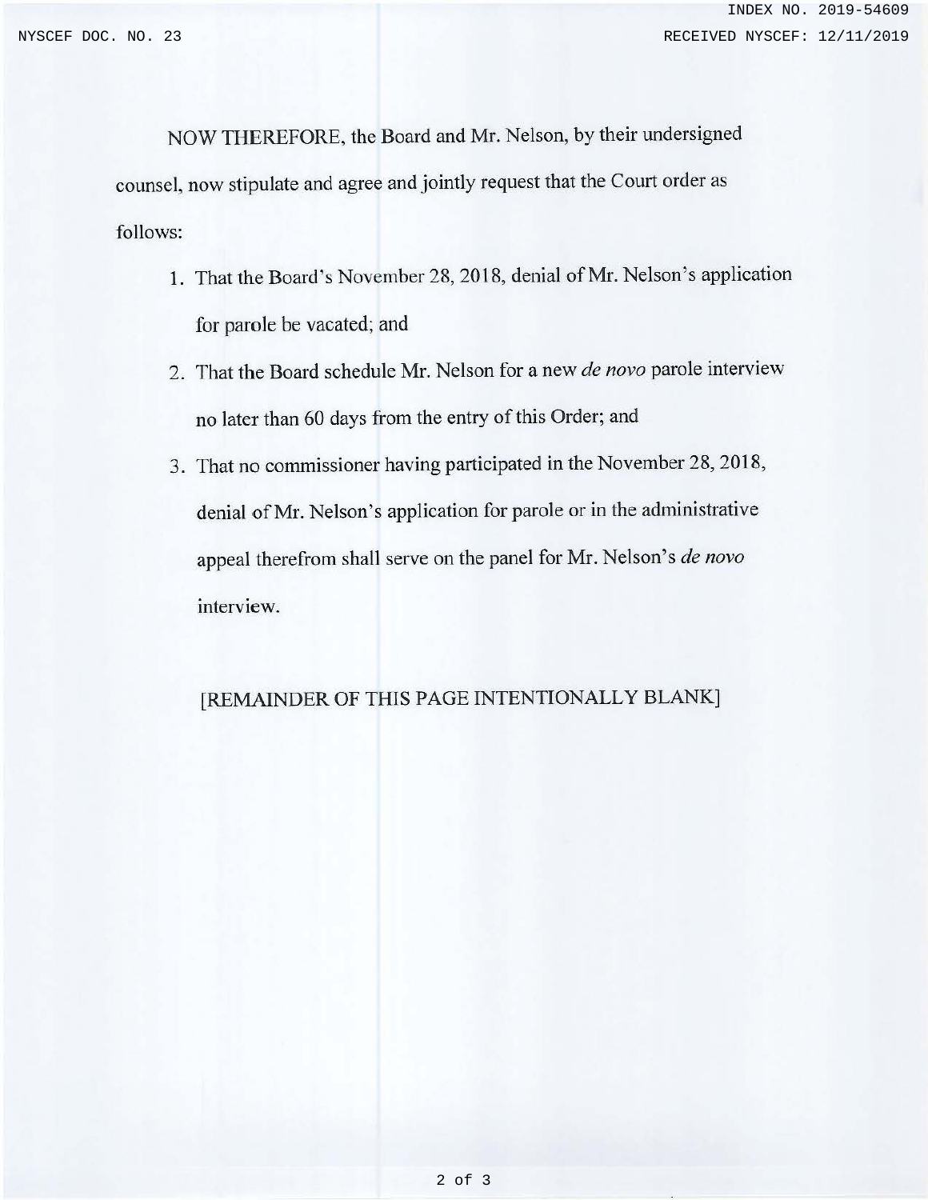NOW THEREFORE, the Board and Mr. Nelson, by their undersigned counsel, now stipulate and agree and jointly request that the Court order as follows:

1. That the Board's November 28, 2018, denial of Mr. Nelson's application for parole be vacated; and
2. That the Board schedule Mr. Nelson for a new *de novo* parole interview no later than 60 days from the entry of this Order; and
3. That no commissioner having participated in the November 28, 2018, denial of Mr. Nelson's application for parole or in the administrative appeal therefrom shall serve on the panel for Mr. Nelson's *de novo* interview.

[REMAINDER OF THIS PAGE INTENTIONALLY BLANK]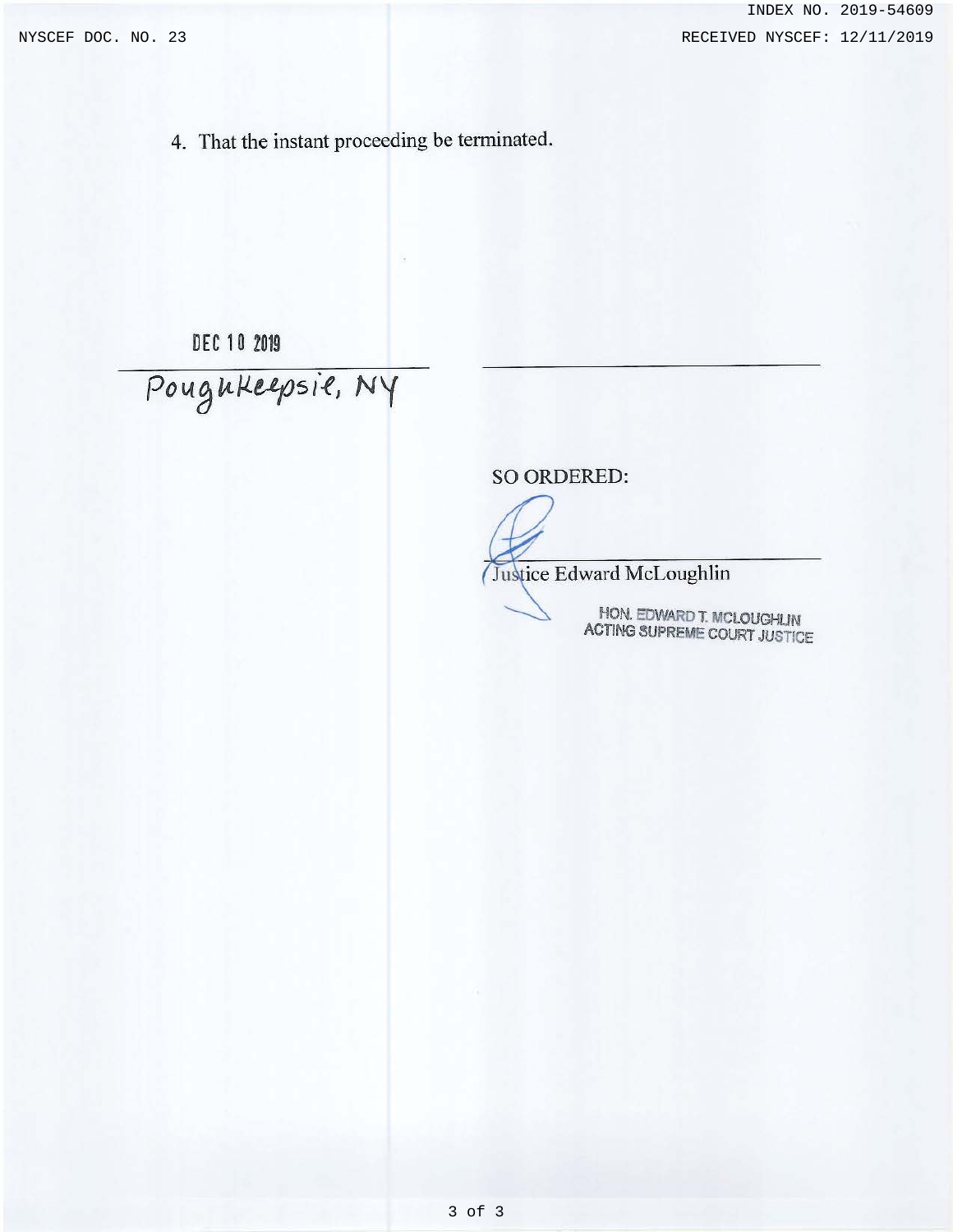4. That the instant proceeding be terminated.

DEC 10 2019

Poughkeepsie, NY

SO ORDERED:

Justice Edward McLoughlin

HON. EDWARD T. MCLOUGHLIN
ACTING SUPREME COURT JUSTICE